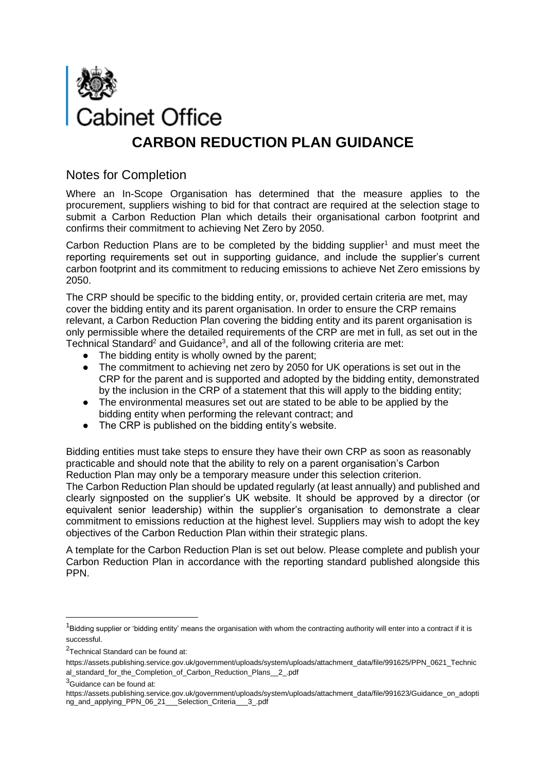Cabinet Office

# CARBON REDUCTION PLAN GUIDANCE

## Notes for Completion

Where an In-Scope Organisation has determined that the measure applies to the procurement, suppliers wishing to bid for that contract are required at the selection stage to submit a Carbon Reduction Plan which details their organisational carbon footprint and confirms their commitment to achieving Net Zero by 2050.

Carbon Reduction Plans are to be completed by the bidding supplier[1] and must meet the reporting requirements set out in supporting guidance, and include the supplier's current carbon footprint and its commitment to reducing emissions to achieve Net Zero emissions by 2050.

The CRP should be specific to the bidding entity, or, provided certain criteria are met, may cover the bidding entity and its parent organisation. In order to ensure the CRP remains relevant, a Carbon Reduction Plan covering the bidding entity and its parent organisation is only permissible where the detailed requirements of the CRP are met in full, as set out in the Technical Standard[2] and Guidance[3], and all of the following criteria are met:

- The bidding entity is wholly owned by the parent;
- The commitment to achieving net zero by 2050 for UK operations is set out in the CRP for the parent and is supported and adopted by the bidding entity, demonstrated by the inclusion in the CRP of a statement that this will apply to the bidding entity;
- The environmental measures set out are stated to be able to be applied by the bidding entity when performing the relevant contract; and
- The CRP is published on the bidding entity's website.

Bidding entities must take steps to ensure they have their own CRP as soon as reasonably practicable and should note that the ability to rely on a parent organisation's Carbon Reduction Plan may only be a temporary measure under this selection criterion.

The Carbon Reduction Plan should be updated regularly (at least annually) and published and clearly signposted on the supplier's UK website. It should be approved by a director (or equivalent senior leadership) within the supplier's organisation to demonstrate a clear commitment to emissions reduction at the highest level. Suppliers may wish to adopt the key objectives of the Carbon Reduction Plan within their strategic plans.

A template for the Carbon Reduction Plan is set out below. Please complete and publish your Carbon Reduction Plan in accordance with the reporting standard published alongside this PPN.

---

[1] Bidding supplier or 'bidding entity' means the organisation with whom the contracting authority will enter into a contract if it is successful.

[2] Technical Standard can be found at: https://assets.publishing.service.gov.uk/government/uploads/system/uploads/attachment_data/file/991625/PPN_0621_Technical_standard_for_the_Completion_of_Carbon_Reduction_Plans__2_.pdf

[3] Guidance can be found at: https://assets.publishing.service.gov.uk/government/uploads/system/uploads/attachment_data/file/991623/Guidance_on_adopting_and_applying_PPN_06_21___Selection_Criteria___3_.pdf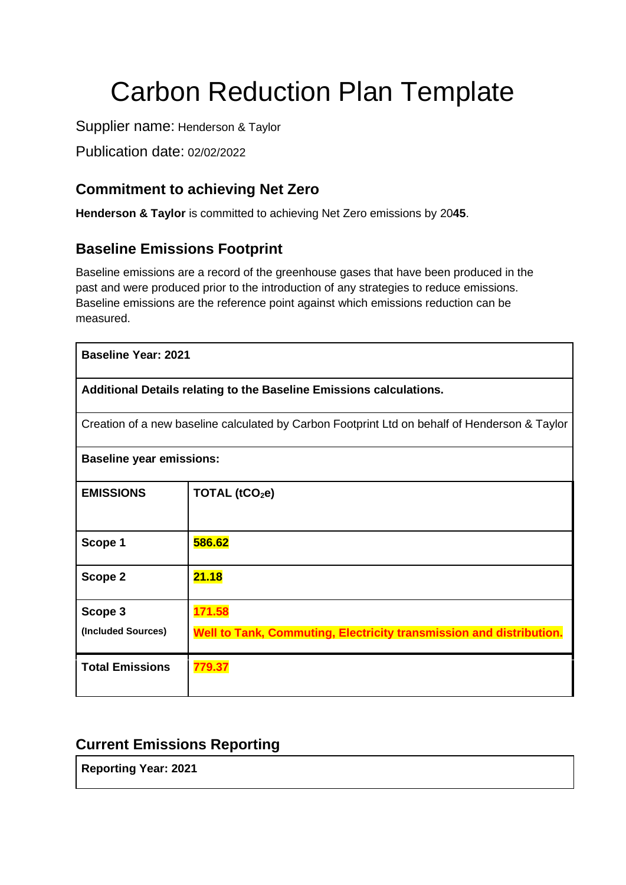# Carbon Reduction Plan Template

Supplier name: Henderson & Taylor

Publication date: 02/02/2022

## Commitment to achieving Net Zero

**Henderson & Taylor** is committed to achieving Net Zero emissions by 20**45**.

## Baseline Emissions Footprint

Baseline emissions are a record of the greenhouse gases that have been produced in the past and were produced prior to the introduction of any strategies to reduce emissions. Baseline emissions are the reference point against which emissions reduction can be measured.

| **Baseline Year: 2021** | |
|---|---|
| **Additional Details relating to the Baseline Emissions calculations.** | |
| Creation of a new baseline calculated by Carbon Footprint Ltd on behalf of Henderson & Taylor | |
| **Baseline year emissions:** | |
| **EMISSIONS** | **TOTAL ($tCO_2e$)** |
| **Scope 1** | **586.62** |
| **Scope 2** | **21.18** |
| **Scope 3** **(Included Sources)** | **171.58** **Well to Tank, Commuting, Electricity transmission and distribution.** |
| **Total Emissions** | **779.37** |

## Current Emissions Reporting

| **Reporting Year: 2021** |
|---|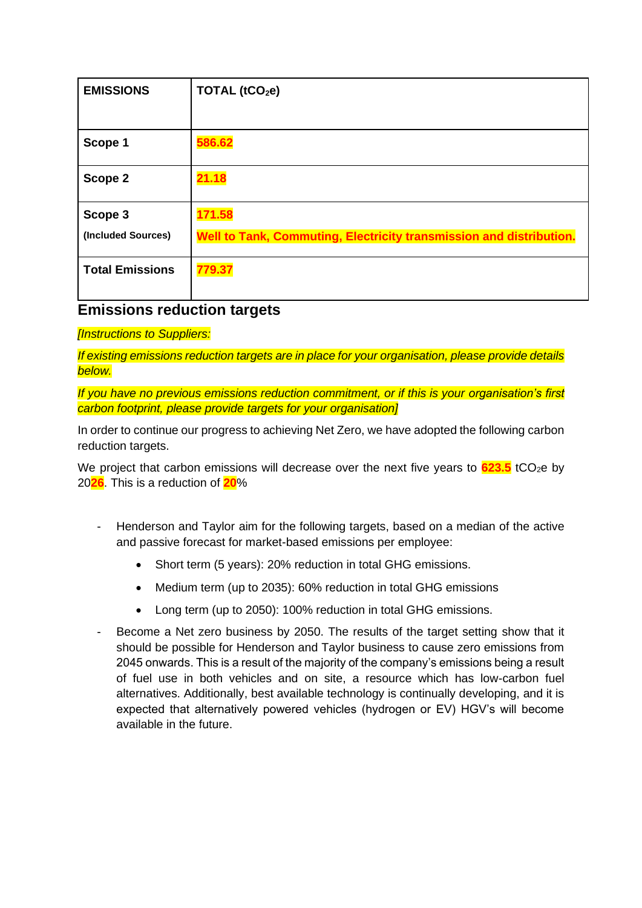| EMISSIONS | TOTAL ($tCO_2e$) |
| --- | --- |
| Scope 1 | 586.62 |
| Scope 2 | 21.18 |
| Scope 3<br>(Included Sources) | 171.58<br>Well to Tank, Commuting, Electricity transmission and distribution. |
| Total Emissions | 779.37 |

## Emissions reduction targets

*[Instructions to Suppliers:*

*If existing emissions reduction targets are in place for your organisation, please provide details below.*

*If you have no previous emissions reduction commitment, or if this is your organisation's first carbon footprint, please provide targets for your organisation]*

In order to continue our progress to achieving Net Zero, we have adopted the following carbon reduction targets.

We project that carbon emissions will decrease over the next five years to **623.5** $tCO_2e$ by 20**26**. This is a reduction of **20**%

- Henderson and Taylor aim for the following targets, based on a median of the active and passive forecast for market-based emissions per employee:
    - Short term (5 years): 20% reduction in total GHG emissions.
    - Medium term (up to 2035): 60% reduction in total GHG emissions
    - Long term (up to 2050): 100% reduction in total GHG emissions.
- Become a Net zero business by 2050. The results of the target setting show that it should be possible for Henderson and Taylor business to cause zero emissions from 2045 onwards. This is a result of the majority of the company's emissions being a result of fuel use in both vehicles and on site, a resource which has low-carbon fuel alternatives. Additionally, best available technology is continually developing, and it is expected that alternatively powered vehicles (hydrogen or EV) HGV's will become available in the future.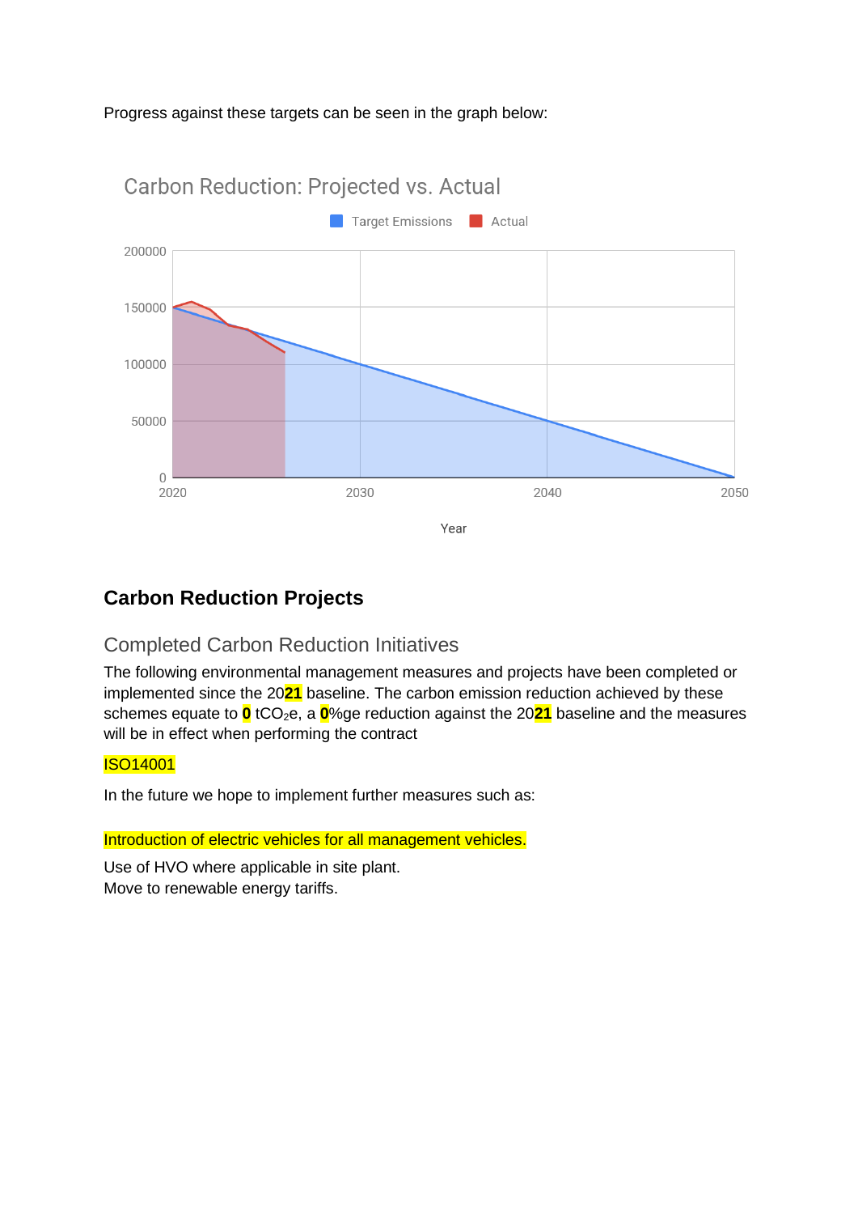Progress against these targets can be seen in the graph below:

## Carbon Reduction Projects

### Completed Carbon Reduction Initiatives

The following environmental management measures and projects have been completed or implemented since the 2021 baseline. The carbon emission reduction achieved by these schemes equate to 0 $tCO_2e$, a 0%ge reduction against the 2021 baseline and the measures will be in effect when performing the contract

ISO14001

In the future we hope to implement further measures such as:

Introduction of electric vehicles for all management vehicles.

Use of HVO where applicable in site plant.
Move to renewable energy tariffs.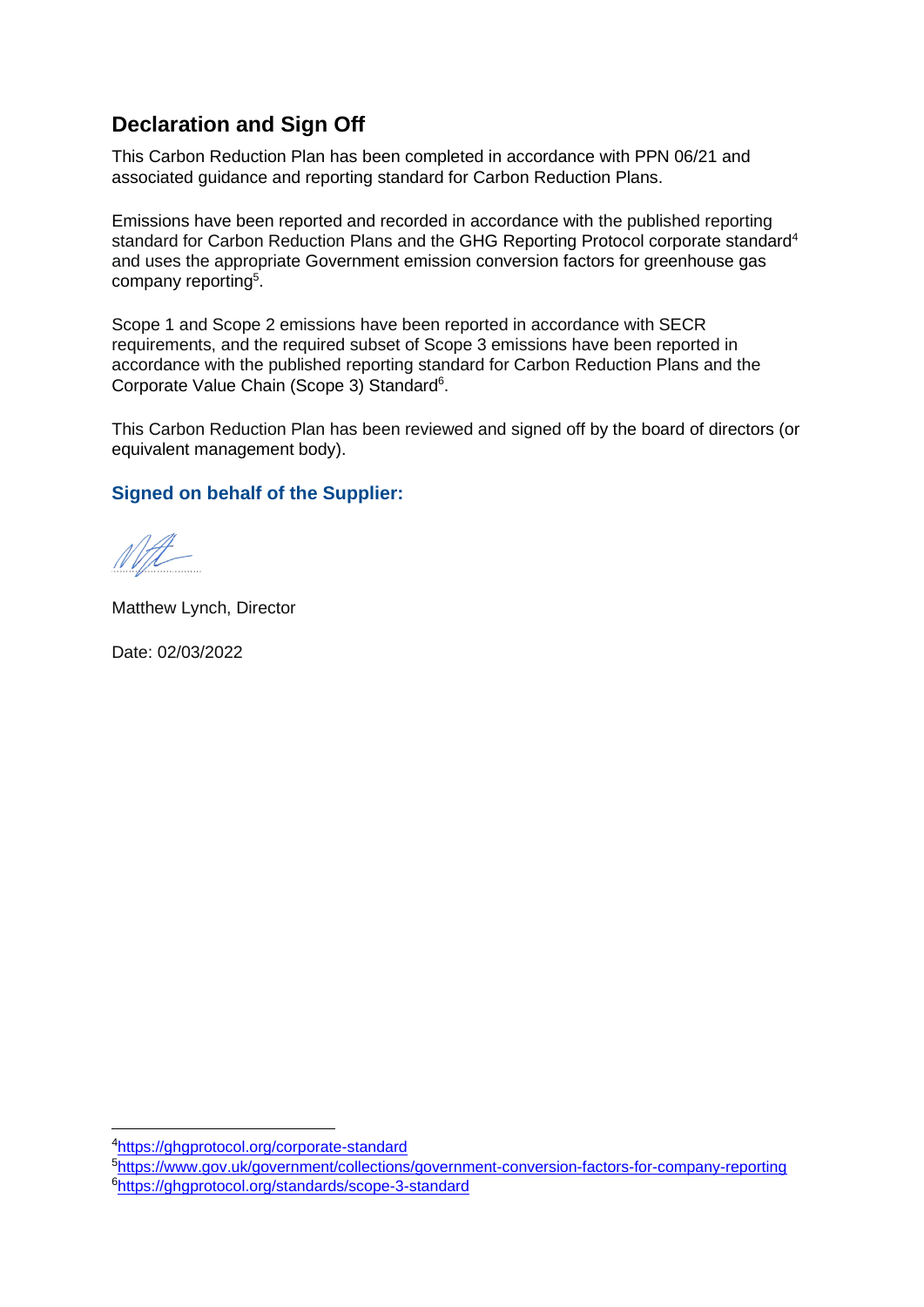## Declaration and Sign Off

This Carbon Reduction Plan has been completed in accordance with PPN 06/21 and associated guidance and reporting standard for Carbon Reduction Plans.

Emissions have been reported and recorded in accordance with the published reporting standard for Carbon Reduction Plans and the GHG Reporting Protocol corporate standard[4] and uses the appropriate Government emission conversion factors for greenhouse gas company reporting[5].

Scope 1 and Scope 2 emissions have been reported in accordance with SECR requirements, and the required subset of Scope 3 emissions have been reported in accordance with the published reporting standard for Carbon Reduction Plans and the Corporate Value Chain (Scope 3) Standard[6].

This Carbon Reduction Plan has been reviewed and signed off by the board of directors (or equivalent management body).

### Signed on behalf of the Supplier:

Matthew Lynch, Director

Date: 02/03/2022

[4]https://ghgprotocol.org/corporate-standard
[5]https://www.gov.uk/government/collections/government-conversion-factors-for-company-reporting
[6]https://ghgprotocol.org/standards/scope-3-standard